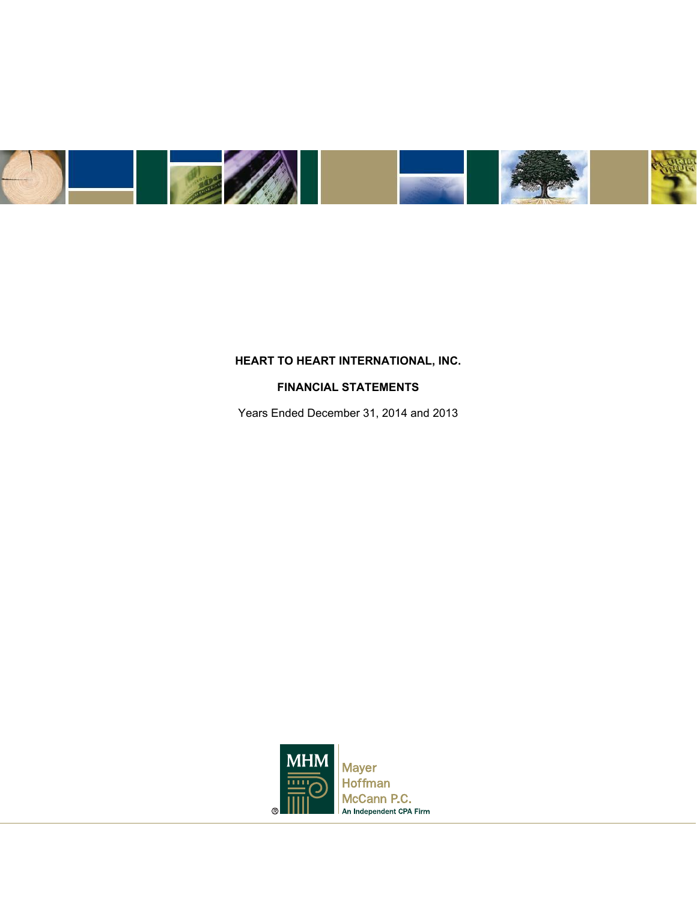# HEART TO HEART INTERNATIONAL, INC.

## FINANCIAL STATEMENTS

Years Ended December 31, 2014 and 2013

MHM

Mayer
Hoffman
McCann P.C.
An Independent CPA Firm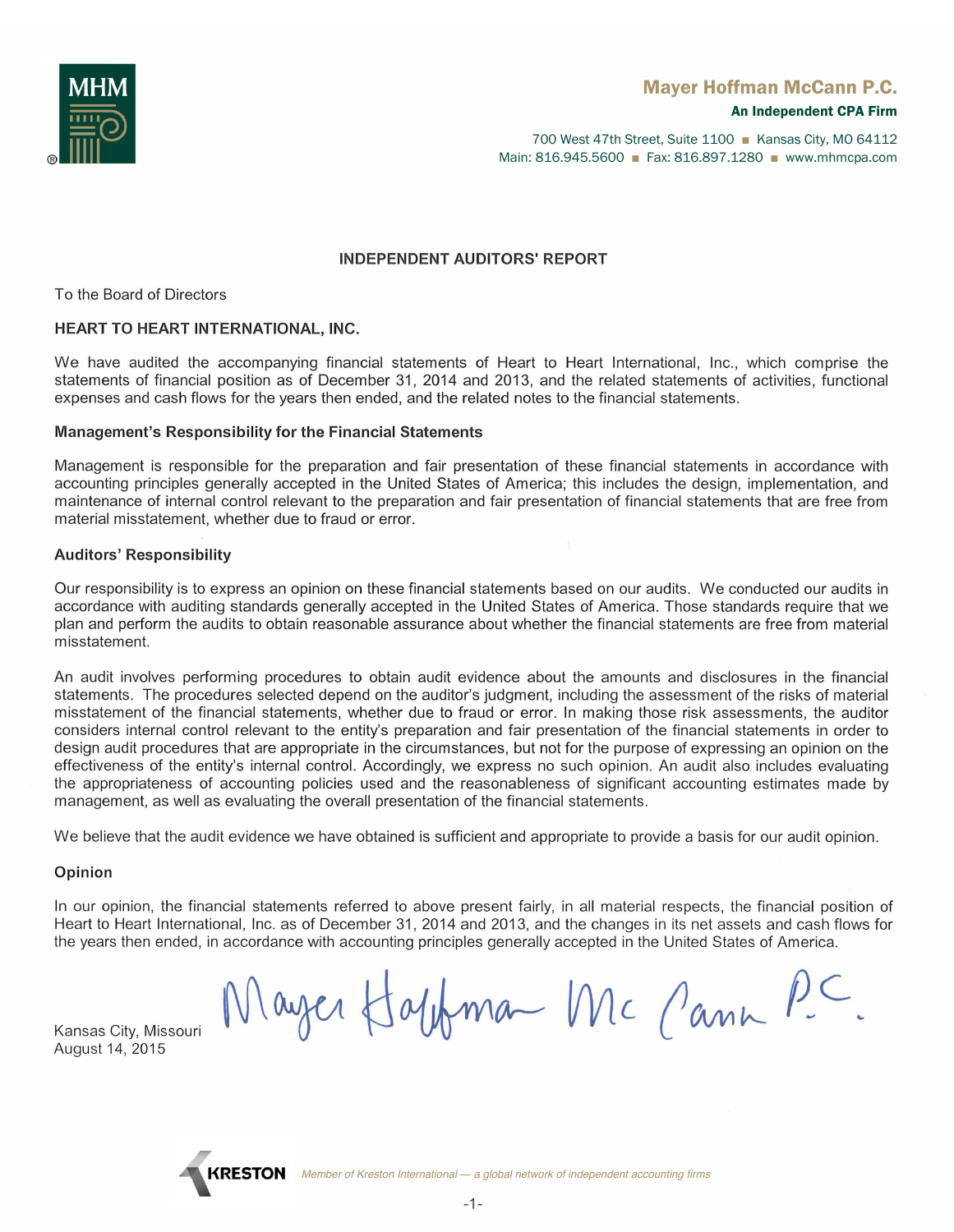**Mayer Hoffman McCann P.C.**
**An Independent CPA Firm**

700 West 47th Street, Suite 1100 ■ Kansas City, MO 64112
Main: 816.945.5600 ■ Fax: 816.897.1280 ■ www.mhmcpa.com

## INDEPENDENT AUDITORS' REPORT

To the Board of Directors

**HEART TO HEART INTERNATIONAL, INC.**

We have audited the accompanying financial statements of Heart to Heart International, Inc., which comprise the statements of financial position as of December 31, 2014 and 2013, and the related statements of activities, functional expenses and cash flows for the years then ended, and the related notes to the financial statements.

### Management's Responsibility for the Financial Statements

Management is responsible for the preparation and fair presentation of these financial statements in accordance with accounting principles generally accepted in the United States of America; this includes the design, implementation, and maintenance of internal control relevant to the preparation and fair presentation of financial statements that are free from material misstatement, whether due to fraud or error.

### Auditors' Responsibility

Our responsibility is to express an opinion on these financial statements based on our audits. We conducted our audits in accordance with auditing standards generally accepted in the United States of America. Those standards require that we plan and perform the audits to obtain reasonable assurance about whether the financial statements are free from material misstatement.

An audit involves performing procedures to obtain audit evidence about the amounts and disclosures in the financial statements. The procedures selected depend on the auditor's judgment, including the assessment of the risks of material misstatement of the financial statements, whether due to fraud or error. In making those risk assessments, the auditor considers internal control relevant to the entity's preparation and fair presentation of the financial statements in order to design audit procedures that are appropriate in the circumstances, but not for the purpose of expressing an opinion on the effectiveness of the entity's internal control. Accordingly, we express no such opinion. An audit also includes evaluating the appropriateness of accounting policies used and the reasonableness of significant accounting estimates made by management, as well as evaluating the overall presentation of the financial statements.

We believe that the audit evidence we have obtained is sufficient and appropriate to provide a basis for our audit opinion.

### Opinion

In our opinion, the financial statements referred to above present fairly, in all material respects, the financial position of Heart to Heart International, Inc. as of December 31, 2014 and 2013, and the changes in its net assets and cash flows for the years then ended, in accordance with accounting principles generally accepted in the United States of America.

Mayer Hoffman McCann P.C.

Kansas City, Missouri
August 14, 2015

KRESTON *Member of Kreston International — a global network of independent accounting firms*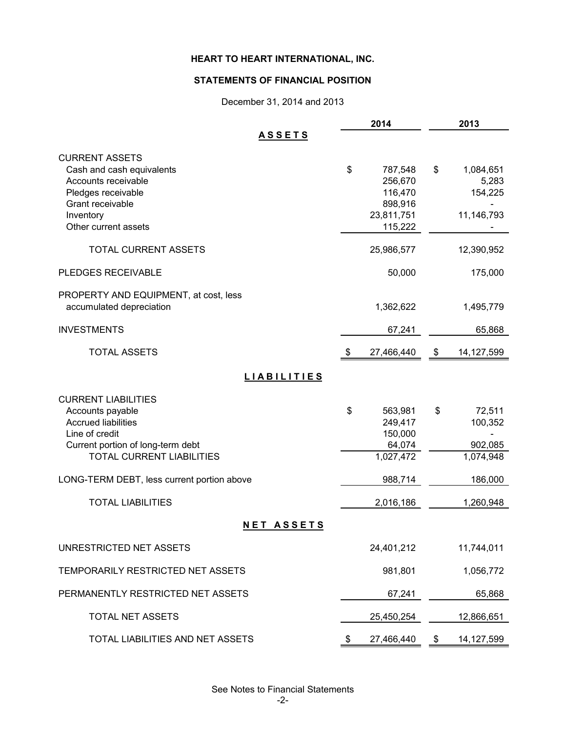# HEART TO HEART INTERNATIONAL, INC.

## STATEMENTS OF FINANCIAL POSITION

December 31, 2014 and 2013

| | 2014 | 2013 |
|---|---|---|
| **A S S E T S** | | |
| CURRENT ASSETS | | |
| Cash and cash equivalents | $ 787,548 | $ 1,084,651 |
| Accounts receivable | 256,670 | 5,283 |
| Pledges receivable | 116,470 | 154,225 |
| Grant receivable | 898,916 | - |
| Inventory | 23,811,751 | 11,146,793 |
| Other current assets | 115,222 | - |
| TOTAL CURRENT ASSETS | 25,986,577 | 12,390,952 |
| PLEDGES RECEIVABLE | 50,000 | 175,000 |
| PROPERTY AND EQUIPMENT, at cost, less accumulated depreciation | 1,362,622 | 1,495,779 |
| INVESTMENTS | 67,241 | 65,868 |
| TOTAL ASSETS | $ 27,466,440 | $ 14,127,599 |
| **L I A B I L I T I E S** | | |
| CURRENT LIABILITIES | | |
| Accounts payable | $ 563,981 | $ 72,511 |
| Accrued liabilities | 249,417 | 100,352 |
| Line of credit | 150,000 | - |
| Current portion of long-term debt | 64,074 | 902,085 |
| TOTAL CURRENT LIABILITIES | 1,027,472 | 1,074,948 |
| LONG-TERM DEBT, less current portion above | 988,714 | 186,000 |
| TOTAL LIABILITIES | 2,016,186 | 1,260,948 |
| **N E T  A S S E T S** | | |
| UNRESTRICTED NET ASSETS | 24,401,212 | 11,744,011 |
| TEMPORARILY RESTRICTED NET ASSETS | 981,801 | 1,056,772 |
| PERMANENTLY RESTRICTED NET ASSETS | 67,241 | 65,868 |
| TOTAL NET ASSETS | 25,450,254 | 12,866,651 |
| TOTAL LIABILITIES AND NET ASSETS | $ 27,466,440 | $ 14,127,599 |

See Notes to Financial Statements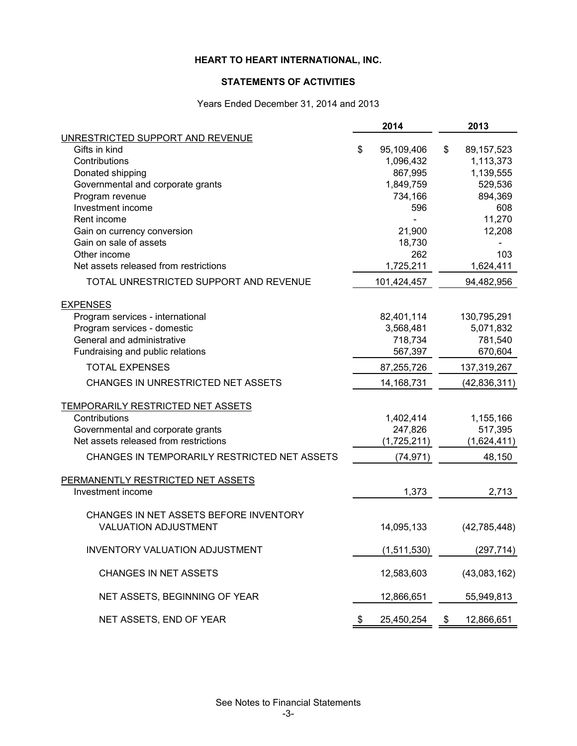# HEART TO HEART INTERNATIONAL, INC.

## STATEMENTS OF ACTIVITIES

Years Ended December 31, 2014 and 2013

| | 2014 | 2013 |
|---|---|---|
| UNRESTRICTED SUPPORT AND REVENUE | | |
| Gifts in kind | $ 95,109,406 | $ 89,157,523 |
| Contributions | 1,096,432 | 1,113,373 |
| Donated shipping | 867,995 | 1,139,555 |
| Governmental and corporate grants | 1,849,759 | 529,536 |
| Program revenue | 734,166 | 894,369 |
| Investment income | 596 | 608 |
| Rent income | - | 11,270 |
| Gain on currency conversion | 21,900 | 12,208 |
| Gain on sale of assets | 18,730 | - |
| Other income | 262 | 103 |
| Net assets released from restrictions | 1,725,211 | 1,624,411 |
| TOTAL UNRESTRICTED SUPPORT AND REVENUE | 101,424,457 | 94,482,956 |
| EXPENSES | | |
| Program services - international | 82,401,114 | 130,795,291 |
| Program services - domestic | 3,568,481 | 5,071,832 |
| General and administrative | 718,734 | 781,540 |
| Fundraising and public relations | 567,397 | 670,604 |
| TOTAL EXPENSES | 87,255,726 | 137,319,267 |
| CHANGES IN UNRESTRICTED NET ASSETS | 14,168,731 | (42,836,311) |
| TEMPORARILY RESTRICTED NET ASSETS | | |
| Contributions | 1,402,414 | 1,155,166 |
| Governmental and corporate grants | 247,826 | 517,395 |
| Net assets released from restrictions | (1,725,211) | (1,624,411) |
| CHANGES IN TEMPORARILY RESTRICTED NET ASSETS | (74,971) | 48,150 |
| PERMANENTLY RESTRICTED NET ASSETS | | |
| Investment income | 1,373 | 2,713 |
| CHANGES IN NET ASSETS BEFORE INVENTORY VALUATION ADJUSTMENT | 14,095,133 | (42,785,448) |
| INVENTORY VALUATION ADJUSTMENT | (1,511,530) | (297,714) |
| CHANGES IN NET ASSETS | 12,583,603 | (43,083,162) |
| NET ASSETS, BEGINNING OF YEAR | 12,866,651 | 55,949,813 |
| NET ASSETS, END OF YEAR | $ 25,450,254 | $ 12,866,651 |

See Notes to Financial Statements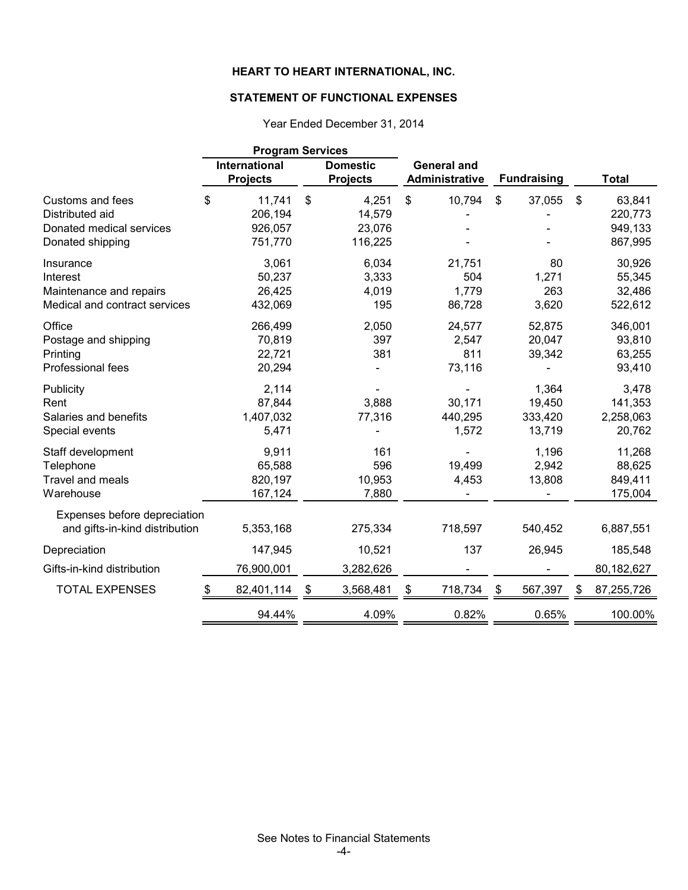**HEART TO HEART INTERNATIONAL, INC.**

**STATEMENT OF FUNCTIONAL EXPENSES**

Year Ended December 31, 2014

| | Program Services | | | | |
|---|---|---|---|---|---|
| | International Projects | Domestic Projects | General and Administrative | Fundraising | Total |
| Customs and fees | $ 11,741 | $ 4,251 | $ 10,794 | $ 37,055 | $ 63,841 |
| Distributed aid | 206,194 | 14,579 | - | - | 220,773 |
| Donated medical services | 926,057 | 23,076 | - | - | 949,133 |
| Donated shipping | 751,770 | 116,225 | - | - | 867,995 |
| Insurance | 3,061 | 6,034 | 21,751 | 80 | 30,926 |
| Interest | 50,237 | 3,333 | 504 | 1,271 | 55,345 |
| Maintenance and repairs | 26,425 | 4,019 | 1,779 | 263 | 32,486 |
| Medical and contract services | 432,069 | 195 | 86,728 | 3,620 | 522,612 |
| Office | 266,499 | 2,050 | 24,577 | 52,875 | 346,001 |
| Postage and shipping | 70,819 | 397 | 2,547 | 20,047 | 93,810 |
| Printing | 22,721 | 381 | 811 | 39,342 | 63,255 |
| Professional fees | 20,294 | - | 73,116 | - | 93,410 |
| Publicity | 2,114 | - | - | 1,364 | 3,478 |
| Rent | 87,844 | 3,888 | 30,171 | 19,450 | 141,353 |
| Salaries and benefits | 1,407,032 | 77,316 | 440,295 | 333,420 | 2,258,063 |
| Special events | 5,471 | - | 1,572 | 13,719 | 20,762 |
| Staff development | 9,911 | 161 | - | 1,196 | 11,268 |
| Telephone | 65,588 | 596 | 19,499 | 2,942 | 88,625 |
| Travel and meals | 820,197 | 10,953 | 4,453 | 13,808 | 849,411 |
| Warehouse | 167,124 | 7,880 | - | - | 175,004 |
| Expenses before depreciation and gifts-in-kind distribution | 5,353,168 | 275,334 | 718,597 | 540,452 | 6,887,551 |
| Depreciation | 147,945 | 10,521 | 137 | 26,945 | 185,548 |
| Gifts-in-kind distribution | 76,900,001 | 3,282,626 | - | - | 80,182,627 |
| TOTAL EXPENSES | $ 82,401,114 | $ 3,568,481 | $ 718,734 | $ 567,397 | $ 87,255,726 |
| | 94.44% | 4.09% | 0.82% | 0.65% | 100.00% |

See Notes to Financial Statements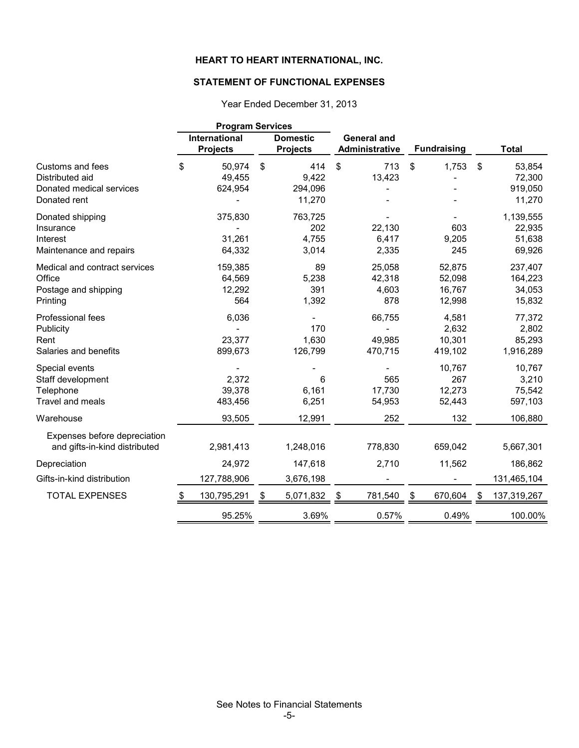# HEART TO HEART INTERNATIONAL, INC.

## STATEMENT OF FUNCTIONAL EXPENSES

Year Ended December 31, 2013

| | Program Services | | | | |
|---|---|---|---|---|---|
| | International Projects | Domestic Projects | General and Administrative | Fundraising | Total |
| Customs and fees | $ 50,974 | $ 414 | $ 713 | $ 1,753 | $ 53,854 |
| Distributed aid | 49,455 | 9,422 | 13,423 | - | 72,300 |
| Donated medical services | 624,954 | 294,096 | - | - | 919,050 |
| Donated rent | - | 11,270 | - | - | 11,270 |
| Donated shipping | 375,830 | 763,725 | - | - | 1,139,555 |
| Insurance | - | 202 | 22,130 | 603 | 22,935 |
| Interest | 31,261 | 4,755 | 6,417 | 9,205 | 51,638 |
| Maintenance and repairs | 64,332 | 3,014 | 2,335 | 245 | 69,926 |
| Medical and contract services | 159,385 | 89 | 25,058 | 52,875 | 237,407 |
| Office | 64,569 | 5,238 | 42,318 | 52,098 | 164,223 |
| Postage and shipping | 12,292 | 391 | 4,603 | 16,767 | 34,053 |
| Printing | 564 | 1,392 | 878 | 12,998 | 15,832 |
| Professional fees | 6,036 | - | 66,755 | 4,581 | 77,372 |
| Publicity | - | 170 | - | 2,632 | 2,802 |
| Rent | 23,377 | 1,630 | 49,985 | 10,301 | 85,293 |
| Salaries and benefits | 899,673 | 126,799 | 470,715 | 419,102 | 1,916,289 |
| Special events | - | - | - | 10,767 | 10,767 |
| Staff development | 2,372 | 6 | 565 | 267 | 3,210 |
| Telephone | 39,378 | 6,161 | 17,730 | 12,273 | 75,542 |
| Travel and meals | 483,456 | 6,251 | 54,953 | 52,443 | 597,103 |
| Warehouse | 93,505 | 12,991 | 252 | 132 | 106,880 |
| Expenses before depreciation and gifts-in-kind distributed | 2,981,413 | 1,248,016 | 778,830 | 659,042 | 5,667,301 |
| Depreciation | 24,972 | 147,618 | 2,710 | 11,562 | 186,862 |
| Gifts-in-kind distribution | 127,788,906 | 3,676,198 | - | - | 131,465,104 |
| TOTAL EXPENSES | $ 130,795,291 | $ 5,071,832 | $ 781,540 | $ 670,604 | $ 137,319,267 |
| | 95.25% | 3.69% | 0.57% | 0.49% | 100.00% |

See Notes to Financial Statements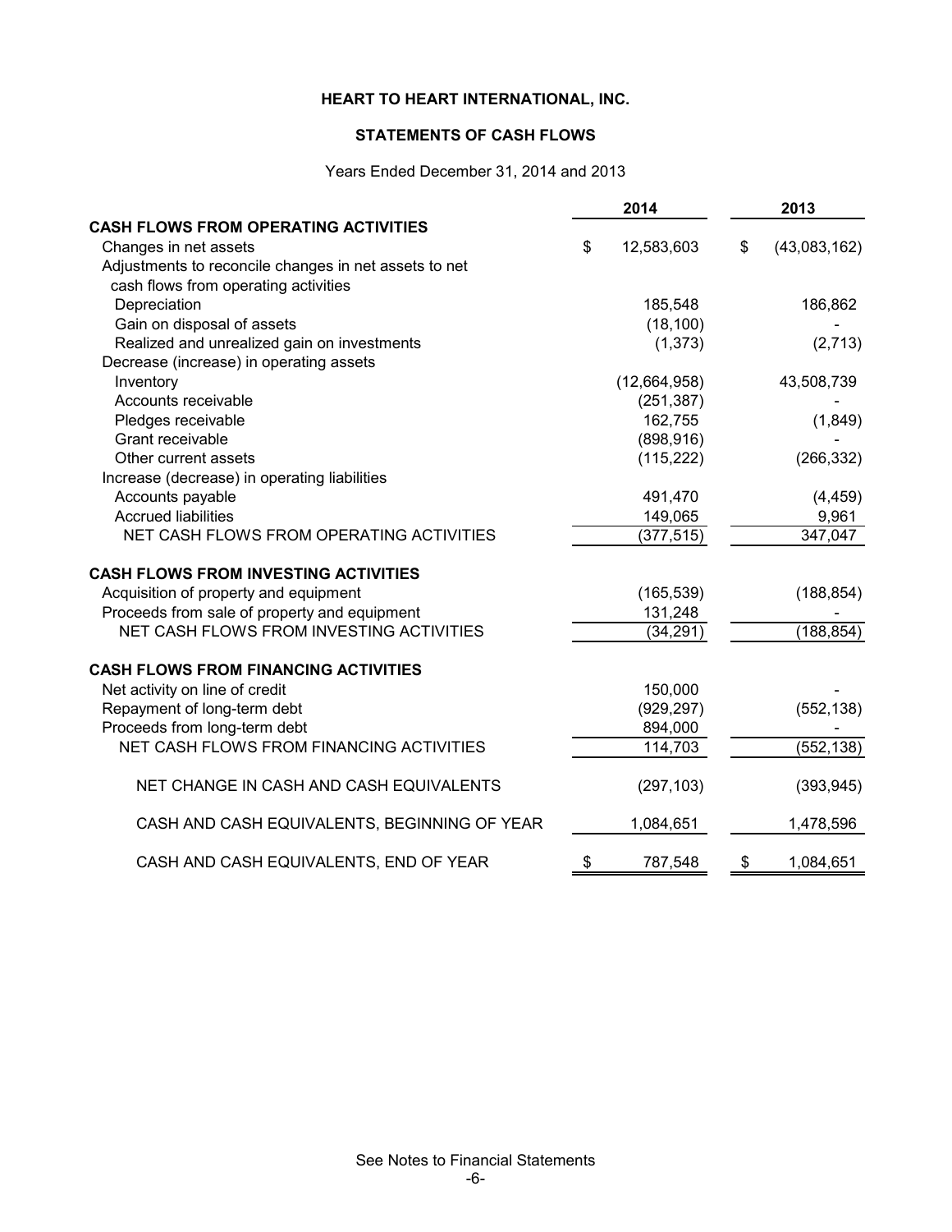**HEART TO HEART INTERNATIONAL, INC.**

**STATEMENTS OF CASH FLOWS**

Years Ended December 31, 2014 and 2013

| | 2014 | 2013 |
|---|---|---|
| **CASH FLOWS FROM OPERATING ACTIVITIES** | | |
| Changes in net assets | $ 12,583,603 | $ (43,083,162) |
| Adjustments to reconcile changes in net assets to net cash flows from operating activities | | |
| Depreciation | 185,548 | 186,862 |
| Gain on disposal of assets | (18,100) | - |
| Realized and unrealized gain on investments | (1,373) | (2,713) |
| Decrease (increase) in operating assets | | |
| Inventory | (12,664,958) | 43,508,739 |
| Accounts receivable | (251,387) | - |
| Pledges receivable | 162,755 | (1,849) |
| Grant receivable | (898,916) | - |
| Other current assets | (115,222) | (266,332) |
| Increase (decrease) in operating liabilities | | |
| Accounts payable | 491,470 | (4,459) |
| Accrued liabilities | 149,065 | 9,961 |
| NET CASH FLOWS FROM OPERATING ACTIVITIES | (377,515) | 347,047 |
| **CASH FLOWS FROM INVESTING ACTIVITIES** | | |
| Acquisition of property and equipment | (165,539) | (188,854) |
| Proceeds from sale of property and equipment | 131,248 | - |
| NET CASH FLOWS FROM INVESTING ACTIVITIES | (34,291) | (188,854) |
| **CASH FLOWS FROM FINANCING ACTIVITIES** | | |
| Net activity on line of credit | 150,000 | - |
| Repayment of long-term debt | (929,297) | (552,138) |
| Proceeds from long-term debt | 894,000 | - |
| NET CASH FLOWS FROM FINANCING ACTIVITIES | 114,703 | (552,138) |
| NET CHANGE IN CASH AND CASH EQUIVALENTS | (297,103) | (393,945) |
| CASH AND CASH EQUIVALENTS, BEGINNING OF YEAR | 1,084,651 | 1,478,596 |
| CASH AND CASH EQUIVALENTS, END OF YEAR | $ 787,548 | $ 1,084,651 |

See Notes to Financial Statements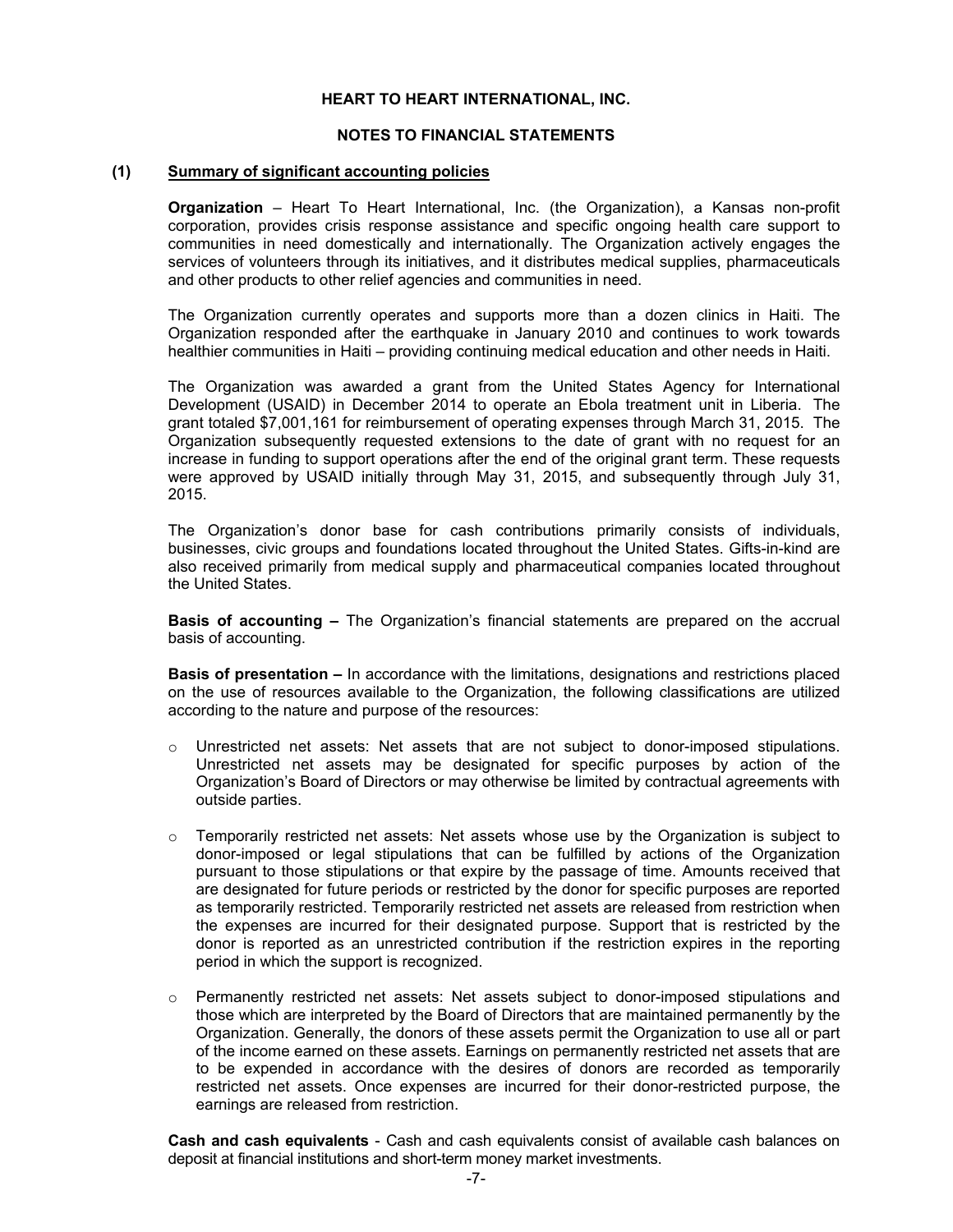# HEART TO HEART INTERNATIONAL, INC.

## NOTES TO FINANCIAL STATEMENTS

### (1) Summary of significant accounting policies

**Organization** – Heart To Heart International, Inc. (the Organization), a Kansas non-profit corporation, provides crisis response assistance and specific ongoing health care support to communities in need domestically and internationally. The Organization actively engages the services of volunteers through its initiatives, and it distributes medical supplies, pharmaceuticals and other products to other relief agencies and communities in need.

The Organization currently operates and supports more than a dozen clinics in Haiti. The Organization responded after the earthquake in January 2010 and continues to work towards healthier communities in Haiti – providing continuing medical education and other needs in Haiti.

The Organization was awarded a grant from the United States Agency for International Development (USAID) in December 2014 to operate an Ebola treatment unit in Liberia. The grant totaled $7,001,161 for reimbursement of operating expenses through March 31, 2015. The Organization subsequently requested extensions to the date of grant with no request for an increase in funding to support operations after the end of the original grant term. These requests were approved by USAID initially through May 31, 2015, and subsequently through July 31, 2015.

The Organization's donor base for cash contributions primarily consists of individuals, businesses, civic groups and foundations located throughout the United States. Gifts-in-kind are also received primarily from medical supply and pharmaceutical companies located throughout the United States.

**Basis of accounting –** The Organization's financial statements are prepared on the accrual basis of accounting.

**Basis of presentation –** In accordance with the limitations, designations and restrictions placed on the use of resources available to the Organization, the following classifications are utilized according to the nature and purpose of the resources:

- Unrestricted net assets: Net assets that are not subject to donor-imposed stipulations. Unrestricted net assets may be designated for specific purposes by action of the Organization's Board of Directors or may otherwise be limited by contractual agreements with outside parties.
- Temporarily restricted net assets: Net assets whose use by the Organization is subject to donor-imposed or legal stipulations that can be fulfilled by actions of the Organization pursuant to those stipulations or that expire by the passage of time. Amounts received that are designated for future periods or restricted by the donor for specific purposes are reported as temporarily restricted. Temporarily restricted net assets are released from restriction when the expenses are incurred for their designated purpose. Support that is restricted by the donor is reported as an unrestricted contribution if the restriction expires in the reporting period in which the support is recognized.
- Permanently restricted net assets: Net assets subject to donor-imposed stipulations and those which are interpreted by the Board of Directors that are maintained permanently by the Organization. Generally, the donors of these assets permit the Organization to use all or part of the income earned on these assets. Earnings on permanently restricted net assets that are to be expended in accordance with the desires of donors are recorded as temporarily restricted net assets. Once expenses are incurred for their donor-restricted purpose, the earnings are released from restriction.

**Cash and cash equivalents** - Cash and cash equivalents consist of available cash balances on deposit at financial institutions and short-term money market investments.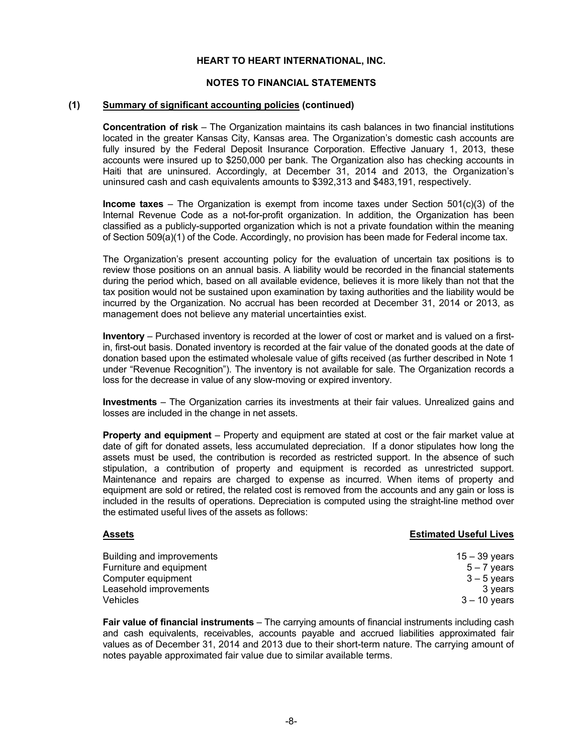**HEART TO HEART INTERNATIONAL, INC.**

**NOTES TO FINANCIAL STATEMENTS**

**(1) Summary of significant accounting policies (continued)**

**Concentration of risk** – The Organization maintains its cash balances in two financial institutions located in the greater Kansas City, Kansas area. The Organization's domestic cash accounts are fully insured by the Federal Deposit Insurance Corporation. Effective January 1, 2013, these accounts were insured up to $250,000 per bank. The Organization also has checking accounts in Haiti that are uninsured. Accordingly, at December 31, 2014 and 2013, the Organization's uninsured cash and cash equivalents amounts to $392,313 and $483,191, respectively.

**Income taxes** – The Organization is exempt from income taxes under Section 501(c)(3) of the Internal Revenue Code as a not-for-profit organization. In addition, the Organization has been classified as a publicly-supported organization which is not a private foundation within the meaning of Section 509(a)(1) of the Code. Accordingly, no provision has been made for Federal income tax.

The Organization's present accounting policy for the evaluation of uncertain tax positions is to review those positions on an annual basis. A liability would be recorded in the financial statements during the period which, based on all available evidence, believes it is more likely than not that the tax position would not be sustained upon examination by taxing authorities and the liability would be incurred by the Organization. No accrual has been recorded at December 31, 2014 or 2013, as management does not believe any material uncertainties exist.

**Inventory** – Purchased inventory is recorded at the lower of cost or market and is valued on a first-in, first-out basis. Donated inventory is recorded at the fair value of the donated goods at the date of donation based upon the estimated wholesale value of gifts received (as further described in Note 1 under "Revenue Recognition"). The inventory is not available for sale. The Organization records a loss for the decrease in value of any slow-moving or expired inventory.

**Investments** – The Organization carries its investments at their fair values. Unrealized gains and losses are included in the change in net assets.

**Property and equipment** – Property and equipment are stated at cost or the fair market value at date of gift for donated assets, less accumulated depreciation. If a donor stipulates how long the assets must be used, the contribution is recorded as restricted support. In the absence of such stipulation, a contribution of property and equipment is recorded as unrestricted support. Maintenance and repairs are charged to expense as incurred. When items of property and equipment are sold or retired, the related cost is removed from the accounts and any gain or loss is included in the results of operations. Depreciation is computed using the straight-line method over the estimated useful lives of the assets as follows:

| Assets | Estimated Useful Lives |
|---|---|
| Building and improvements | 15 – 39 years |
| Furniture and equipment | 5 – 7 years |
| Computer equipment | 3 – 5 years |
| Leasehold improvements | 3 years |
| Vehicles | 3 – 10 years |

**Fair value of financial instruments** – The carrying amounts of financial instruments including cash and cash equivalents, receivables, accounts payable and accrued liabilities approximated fair values as of December 31, 2014 and 2013 due to their short-term nature. The carrying amount of notes payable approximated fair value due to similar available terms.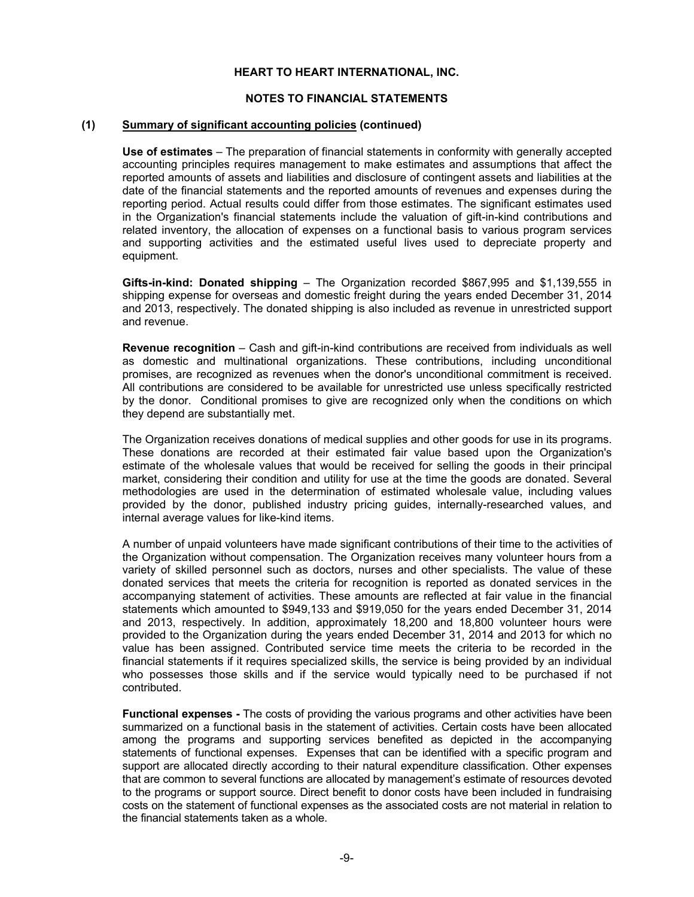# HEART TO HEART INTERNATIONAL, INC.

## NOTES TO FINANCIAL STATEMENTS

### (1) Summary of significant accounting policies (continued)

**Use of estimates** – The preparation of financial statements in conformity with generally accepted accounting principles requires management to make estimates and assumptions that affect the reported amounts of assets and liabilities and disclosure of contingent assets and liabilities at the date of the financial statements and the reported amounts of revenues and expenses during the reporting period. Actual results could differ from those estimates. The significant estimates used in the Organization's financial statements include the valuation of gift-in-kind contributions and related inventory, the allocation of expenses on a functional basis to various program services and supporting activities and the estimated useful lives used to depreciate property and equipment.

**Gifts-in-kind: Donated shipping** – The Organization recorded $867,995 and $1,139,555 in shipping expense for overseas and domestic freight during the years ended December 31, 2014 and 2013, respectively. The donated shipping is also included as revenue in unrestricted support and revenue.

**Revenue recognition** – Cash and gift-in-kind contributions are received from individuals as well as domestic and multinational organizations. These contributions, including unconditional promises, are recognized as revenues when the donor's unconditional commitment is received. All contributions are considered to be available for unrestricted use unless specifically restricted by the donor. Conditional promises to give are recognized only when the conditions on which they depend are substantially met.

The Organization receives donations of medical supplies and other goods for use in its programs. These donations are recorded at their estimated fair value based upon the Organization's estimate of the wholesale values that would be received for selling the goods in their principal market, considering their condition and utility for use at the time the goods are donated. Several methodologies are used in the determination of estimated wholesale value, including values provided by the donor, published industry pricing guides, internally-researched values, and internal average values for like-kind items.

A number of unpaid volunteers have made significant contributions of their time to the activities of the Organization without compensation. The Organization receives many volunteer hours from a variety of skilled personnel such as doctors, nurses and other specialists. The value of these donated services that meets the criteria for recognition is reported as donated services in the accompanying statement of activities. These amounts are reflected at fair value in the financial statements which amounted to $949,133 and $919,050 for the years ended December 31, 2014 and 2013, respectively. In addition, approximately 18,200 and 18,800 volunteer hours were provided to the Organization during the years ended December 31, 2014 and 2013 for which no value has been assigned. Contributed service time meets the criteria to be recorded in the financial statements if it requires specialized skills, the service is being provided by an individual who possesses those skills and if the service would typically need to be purchased if not contributed.

**Functional expenses -** The costs of providing the various programs and other activities have been summarized on a functional basis in the statement of activities. Certain costs have been allocated among the programs and supporting services benefited as depicted in the accompanying statements of functional expenses. Expenses that can be identified with a specific program and support are allocated directly according to their natural expenditure classification. Other expenses that are common to several functions are allocated by management's estimate of resources devoted to the programs or support source. Direct benefit to donor costs have been included in fundraising costs on the statement of functional expenses as the associated costs are not material in relation to the financial statements taken as a whole.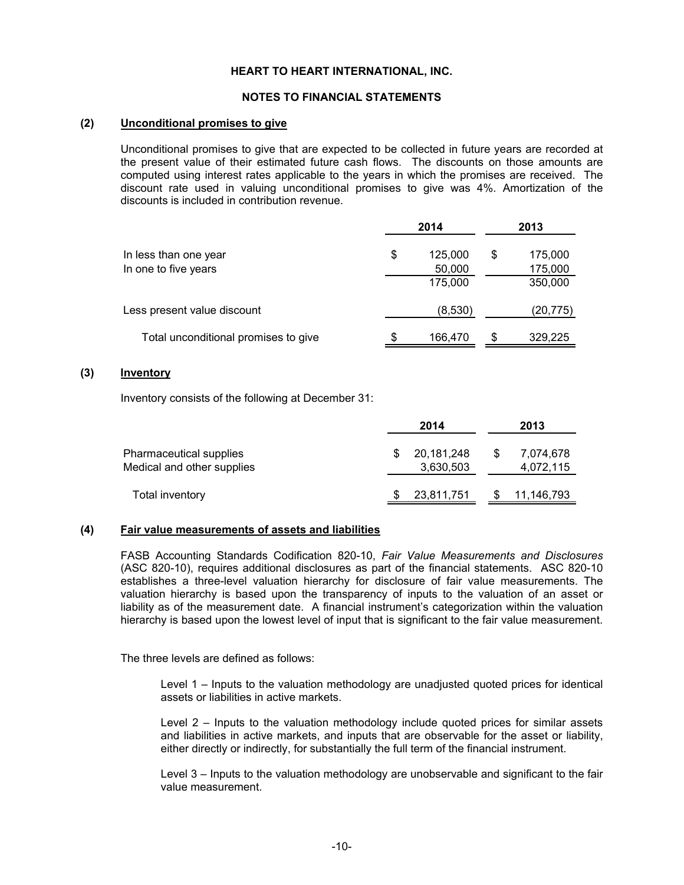# HEART TO HEART INTERNATIONAL, INC.

## NOTES TO FINANCIAL STATEMENTS

### (2) Unconditional promises to give

Unconditional promises to give that are expected to be collected in future years are recorded at the present value of their estimated future cash flows. The discounts on those amounts are computed using interest rates applicable to the years in which the promises are received. The discount rate used in valuing unconditional promises to give was 4%. Amortization of the discounts is included in contribution revenue.

| | 2014 | 2013 |
|---|---|---|
| In less than one year | $ 125,000 | $ 175,000 |
| In one to five years | 50,000 | 175,000 |
| | 175,000 | 350,000 |
| Less present value discount | (8,530) | (20,775) |
| Total unconditional promises to give | $ 166,470 | $ 329,225 |

### (3) Inventory

Inventory consists of the following at December 31:

| | 2014 | 2013 |
|---|---|---|
| Pharmaceutical supplies | $ 20,181,248 | $ 7,074,678 |
| Medical and other supplies | 3,630,503 | 4,072,115 |
| Total inventory | $ 23,811,751 | $ 11,146,793 |

### (4) Fair value measurements of assets and liabilities

FASB Accounting Standards Codification 820-10, *Fair Value Measurements and Disclosures* (ASC 820-10), requires additional disclosures as part of the financial statements. ASC 820-10 establishes a three-level valuation hierarchy for disclosure of fair value measurements. The valuation hierarchy is based upon the transparency of inputs to the valuation of an asset or liability as of the measurement date. A financial instrument's categorization within the valuation hierarchy is based upon the lowest level of input that is significant to the fair value measurement.

The three levels are defined as follows:

Level 1 – Inputs to the valuation methodology are unadjusted quoted prices for identical assets or liabilities in active markets.

Level 2 – Inputs to the valuation methodology include quoted prices for similar assets and liabilities in active markets, and inputs that are observable for the asset or liability, either directly or indirectly, for substantially the full term of the financial instrument.

Level 3 – Inputs to the valuation methodology are unobservable and significant to the fair value measurement.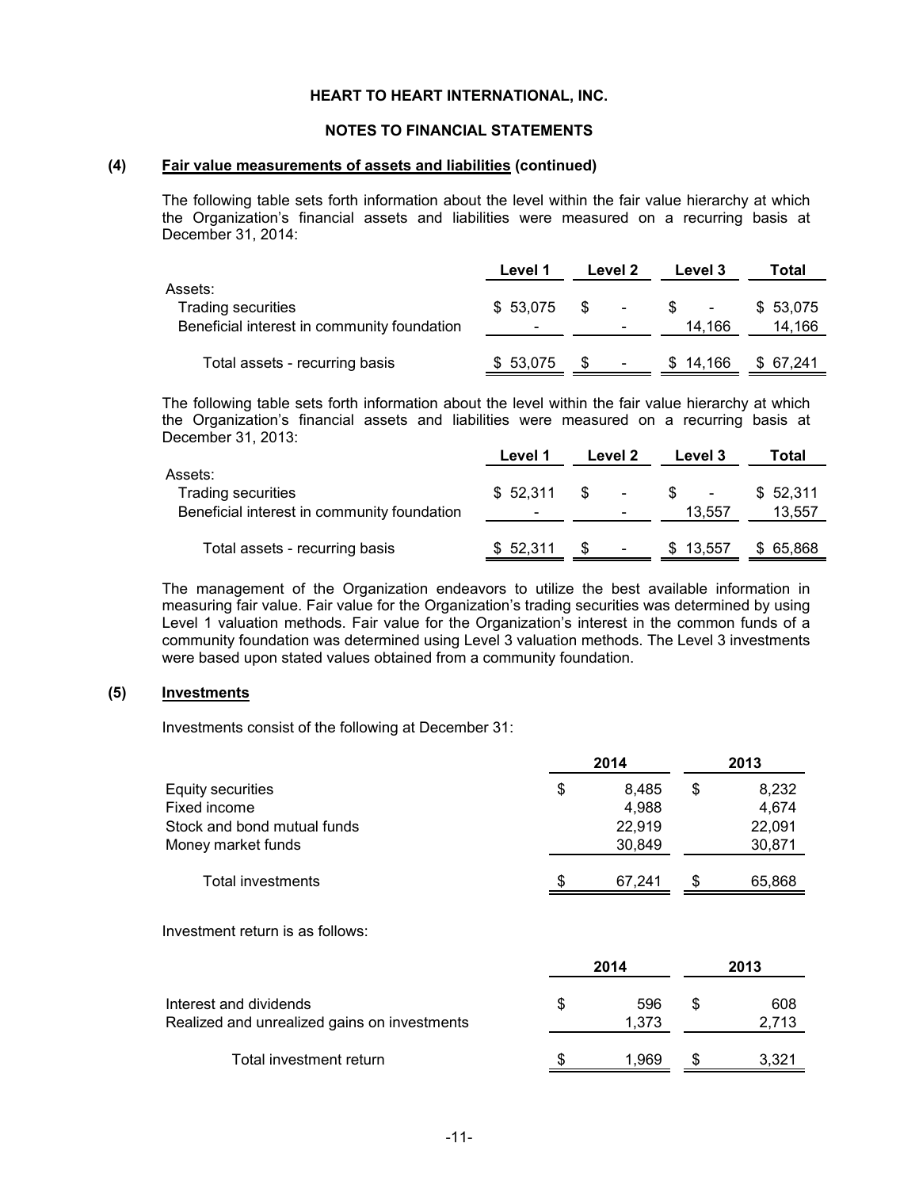HEART TO HEART INTERNATIONAL, INC.

NOTES TO FINANCIAL STATEMENTS

**(4) Fair value measurements of assets and liabilities (continued)**

The following table sets forth information about the level within the fair value hierarchy at which the Organization's financial assets and liabilities were measured on a recurring basis at December 31, 2014:

| | Level 1 | Level 2 | Level 3 | Total |
|---|---|---|---|---|
| Assets: | | | | |
| Trading securities | $ 53,075 | $ - | $ - | $ 53,075 |
| Beneficial interest in community foundation | - | - | 14,166 | 14,166 |
| Total assets - recurring basis | $ 53,075 | $ - | $ 14,166 | $ 67,241 |

The following table sets forth information about the level within the fair value hierarchy at which the Organization's financial assets and liabilities were measured on a recurring basis at December 31, 2013:

| | Level 1 | Level 2 | Level 3 | Total |
|---|---|---|---|---|
| Assets: | | | | |
| Trading securities | $ 52,311 | $ - | $ - | $ 52,311 |
| Beneficial interest in community foundation | - | - | 13,557 | 13,557 |
| Total assets - recurring basis | $ 52,311 | $ - | $ 13,557 | $ 65,868 |

The management of the Organization endeavors to utilize the best available information in measuring fair value. Fair value for the Organization's trading securities was determined by using Level 1 valuation methods. Fair value for the Organization's interest in the common funds of a community foundation was determined using Level 3 valuation methods. The Level 3 investments were based upon stated values obtained from a community foundation.

**(5) Investments**

Investments consist of the following at December 31:

| | 2014 | 2013 |
|---|---|---|
| Equity securities | $ 8,485 | $ 8,232 |
| Fixed income | 4,988 | 4,674 |
| Stock and bond mutual funds | 22,919 | 22,091 |
| Money market funds | 30,849 | 30,871 |
| Total investments | $ 67,241 | $ 65,868 |

Investment return is as follows:

| | 2014 | 2013 |
|---|---|---|
| Interest and dividends | $ 596 | $ 608 |
| Realized and unrealized gains on investments | 1,373 | 2,713 |
| Total investment return | $ 1,969 | $ 3,321 |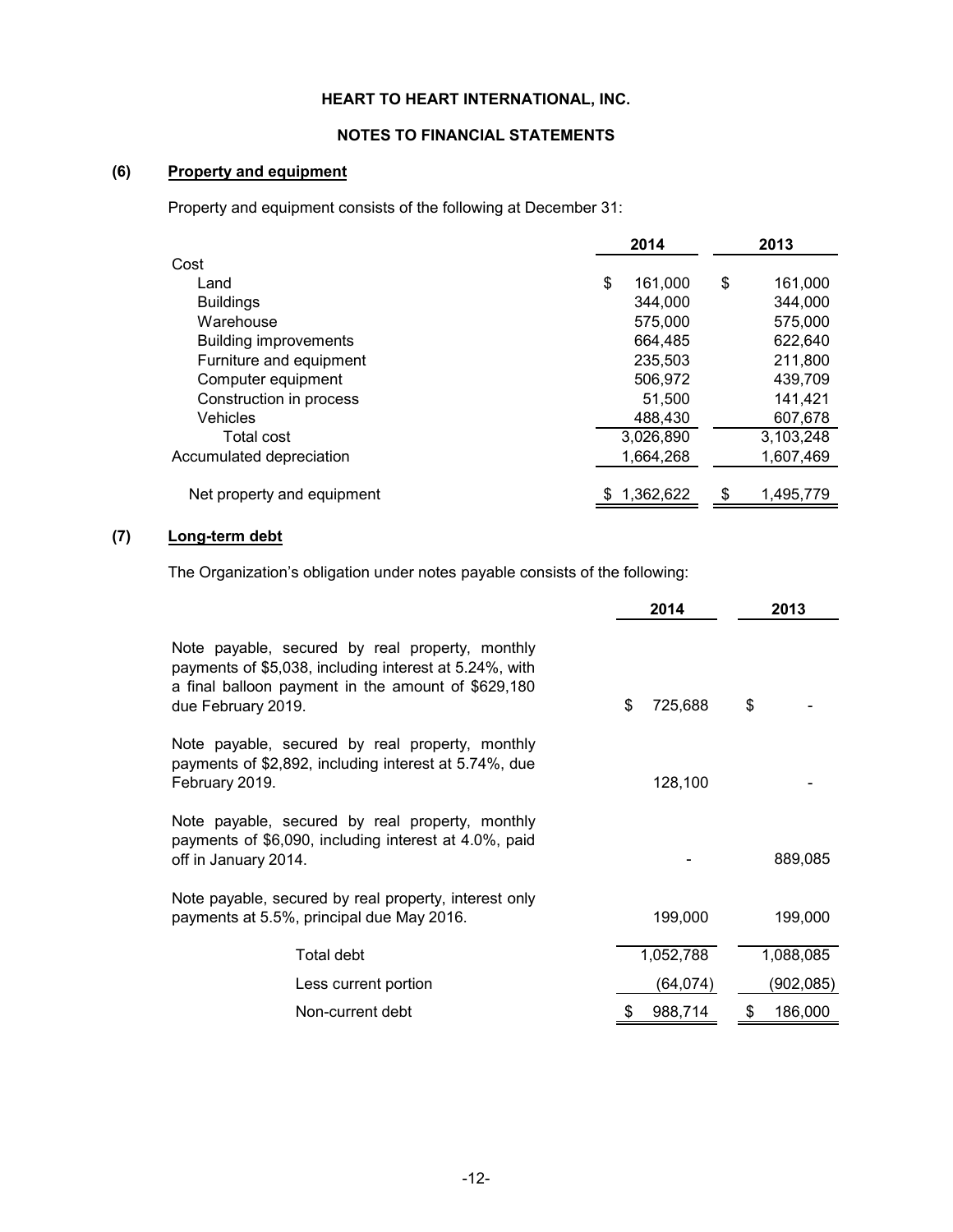# HEART TO HEART INTERNATIONAL, INC.

## NOTES TO FINANCIAL STATEMENTS

### (6) Property and equipment

Property and equipment consists of the following at December 31:

| | 2014 | 2013 |
|---|---|---|
| Cost | | |
| Land | $ 161,000 | $ 161,000 |
| Buildings | 344,000 | 344,000 |
| Warehouse | 575,000 | 575,000 |
| Building improvements | 664,485 | 622,640 |
| Furniture and equipment | 235,503 | 211,800 |
| Computer equipment | 506,972 | 439,709 |
| Construction in process | 51,500 | 141,421 |
| Vehicles | 488,430 | 607,678 |
| Total cost | 3,026,890 | 3,103,248 |
| Accumulated depreciation | 1,664,268 | 1,607,469 |
| Net property and equipment | $ 1,362,622 | $ 1,495,779 |

### (7) Long-term debt

The Organization's obligation under notes payable consists of the following:

| | 2014 | 2013 |
|---|---|---|
| Note payable, secured by real property, monthly payments of $5,038, including interest at 5.24%, with a final balloon payment in the amount of $629,180 due February 2019. | $ 725,688 | $ - |
| Note payable, secured by real property, monthly payments of $2,892, including interest at 5.74%, due February 2019. | 128,100 | - |
| Note payable, secured by real property, monthly payments of $6,090, including interest at 4.0%, paid off in January 2014. | - | 889,085 |
| Note payable, secured by real property, interest only payments at 5.5%, principal due May 2016. | 199,000 | 199,000 |
| Total debt | 1,052,788 | 1,088,085 |
| Less current portion | (64,074) | (902,085) |
| Non-current debt | $ 988,714 | $ 186,000 |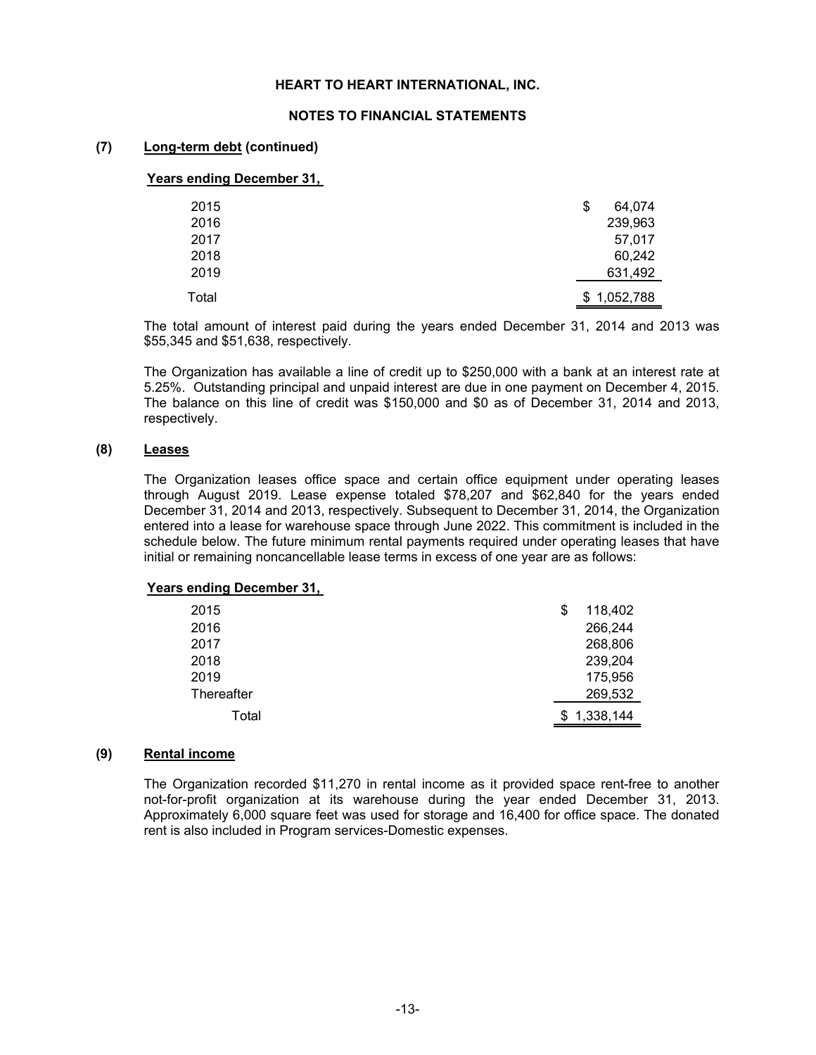HEART TO HEART INTERNATIONAL, INC.

NOTES TO FINANCIAL STATEMENTS

## (7) Long-term debt (continued)

| Years ending December 31, | |
|---|---|
| 2015 | $ 64,074 |
| 2016 | 239,963 |
| 2017 | 57,017 |
| 2018 | 60,242 |
| 2019 | 631,492 |
| Total | $ 1,052,788 |

The total amount of interest paid during the years ended December 31, 2014 and 2013 was $55,345 and $51,638, respectively.

The Organization has available a line of credit up to $250,000 with a bank at an interest rate at 5.25%. Outstanding principal and unpaid interest are due in one payment on December 4, 2015. The balance on this line of credit was $150,000 and $0 as of December 31, 2014 and 2013, respectively.

## (8) Leases

The Organization leases office space and certain office equipment under operating leases through August 2019. Lease expense totaled $78,207 and $62,840 for the years ended December 31, 2014 and 2013, respectively. Subsequent to December 31, 2014, the Organization entered into a lease for warehouse space through June 2022. This commitment is included in the schedule below. The future minimum rental payments required under operating leases that have initial or remaining noncancellable lease terms in excess of one year are as follows:

| Years ending December 31, | |
|---|---|
| 2015 | $ 118,402 |
| 2016 | 266,244 |
| 2017 | 268,806 |
| 2018 | 239,204 |
| 2019 | 175,956 |
| Thereafter | 269,532 |
| Total | $ 1,338,144 |

## (9) Rental income

The Organization recorded $11,270 in rental income as it provided space rent-free to another not-for-profit organization at its warehouse during the year ended December 31, 2013. Approximately 6,000 square feet was used for storage and 16,400 for office space. The donated rent is also included in Program services-Domestic expenses.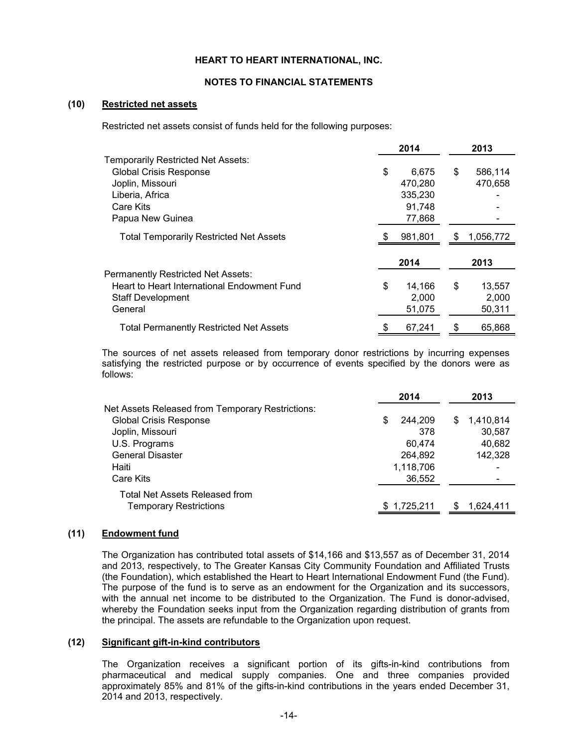**HEART TO HEART INTERNATIONAL, INC.**

**NOTES TO FINANCIAL STATEMENTS**

## (10) Restricted net assets

Restricted net assets consist of funds held for the following purposes:

| | 2014 | 2013 |
|---|---|---|
| Temporarily Restricted Net Assets: | | |
| Global Crisis Response | $ 6,675 | $ 586,114 |
| Joplin, Missouri | 470,280 | 470,658 |
| Liberia, Africa | 335,230 | - |
| Care Kits | 91,748 | - |
| Papua New Guinea | 77,868 | - |
| Total Temporarily Restricted Net Assets | $ 981,801 | $ 1,056,772 |

| | 2014 | 2013 |
|---|---|---|
| Permanently Restricted Net Assets: | | |
| Heart to Heart International Endowment Fund | $ 14,166 | $ 13,557 |
| Staff Development | 2,000 | 2,000 |
| General | 51,075 | 50,311 |
| Total Permanently Restricted Net Assets | $ 67,241 | $ 65,868 |

The sources of net assets released from temporary donor restrictions by incurring expenses satisfying the restricted purpose or by occurrence of events specified by the donors were as follows:

| | 2014 | 2013 |
|---|---|---|
| Net Assets Released from Temporary Restrictions: | | |
| Global Crisis Response | $ 244,209 | $ 1,410,814 |
| Joplin, Missouri | 378 | 30,587 |
| U.S. Programs | 60,474 | 40,682 |
| General Disaster | 264,892 | 142,328 |
| Haiti | 1,118,706 | - |
| Care Kits | 36,552 | - |
| Total Net Assets Released from Temporary Restrictions | $ 1,725,211 | $ 1,624,411 |

## (11) Endowment fund

The Organization has contributed total assets of $14,166 and $13,557 as of December 31, 2014 and 2013, respectively, to The Greater Kansas City Community Foundation and Affiliated Trusts (the Foundation), which established the Heart to Heart International Endowment Fund (the Fund). The purpose of the fund is to serve as an endowment for the Organization and its successors, with the annual net income to be distributed to the Organization. The Fund is donor-advised, whereby the Foundation seeks input from the Organization regarding distribution of grants from the principal. The assets are refundable to the Organization upon request.

## (12) Significant gift-in-kind contributors

The Organization receives a significant portion of its gifts-in-kind contributions from pharmaceutical and medical supply companies. One and three companies provided approximately 85% and 81% of the gifts-in-kind contributions in the years ended December 31, 2014 and 2013, respectively.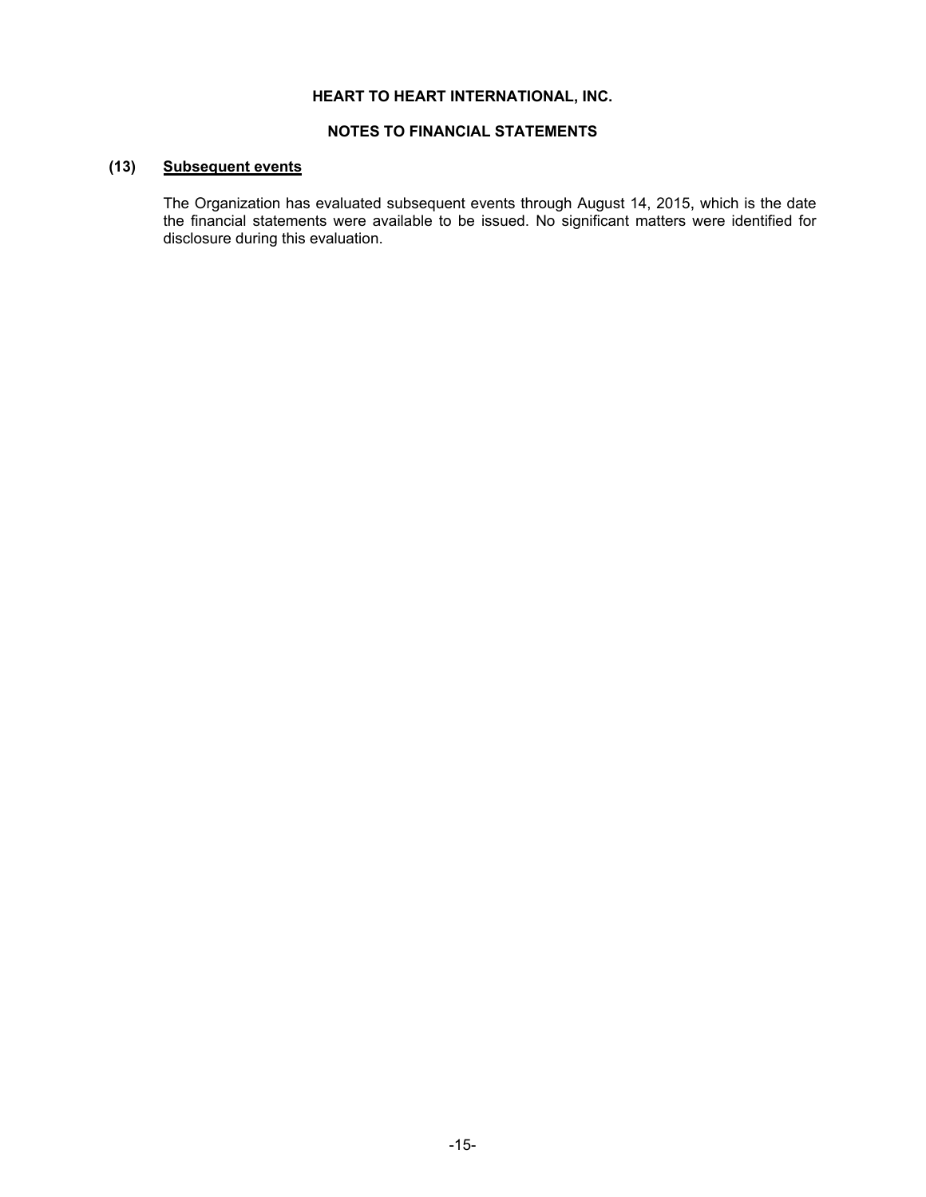# HEART TO HEART INTERNATIONAL, INC.

## NOTES TO FINANCIAL STATEMENTS

### (13) Subsequent events

The Organization has evaluated subsequent events through August 14, 2015, which is the date the financial statements were available to be issued. No significant matters were identified for disclosure during this evaluation.